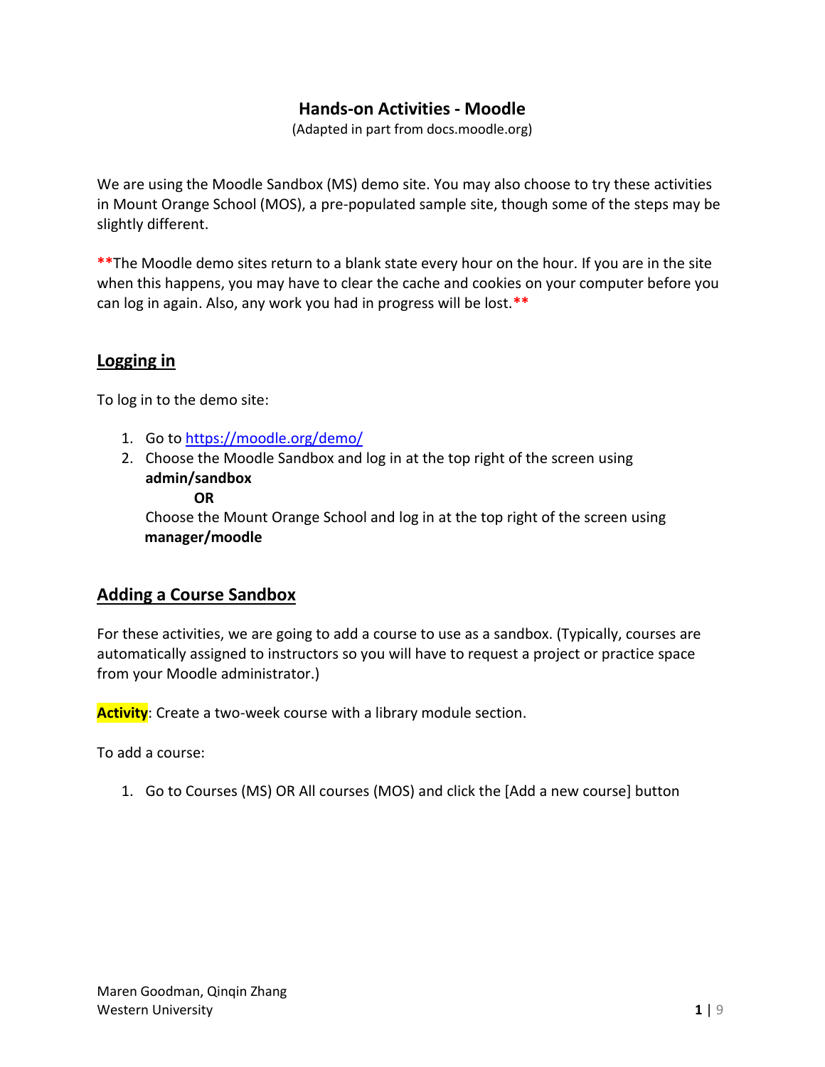# Hands-on Activities - Moodle

(Adapted in part from docs.moodle.org)

We are using the Moodle Sandbox (MS) demo site. You may also choose to try these activities in Mount Orange School (MOS), a pre-populated sample site, though some of the steps may be slightly different.

**The Moodle demo sites return to a blank state every hour on the hour. If you are in the site when this happens, you may have to clear the cache and cookies on your computer before you can log in again. Also, any work you had in progress will be lost.**

## Logging in

To log in to the demo site:

1. Go to https://moodle.org/demo/
2. Choose the Moodle Sandbox and log in at the top right of the screen using **admin/sandbox**
   
   **OR**
   
   Choose the Mount Orange School and log in at the top right of the screen using **manager/moodle**

## Adding a Course Sandbox

For these activities, we are going to add a course to use as a sandbox. (Typically, courses are automatically assigned to instructors so you will have to request a project or practice space from your Moodle administrator.)

**Activity**: Create a two-week course with a library module section.

To add a course:

1. Go to Courses (MS) OR All courses (MOS) and click the [Add a new course] button

Maren Goodman, Qinqin Zhang
Western University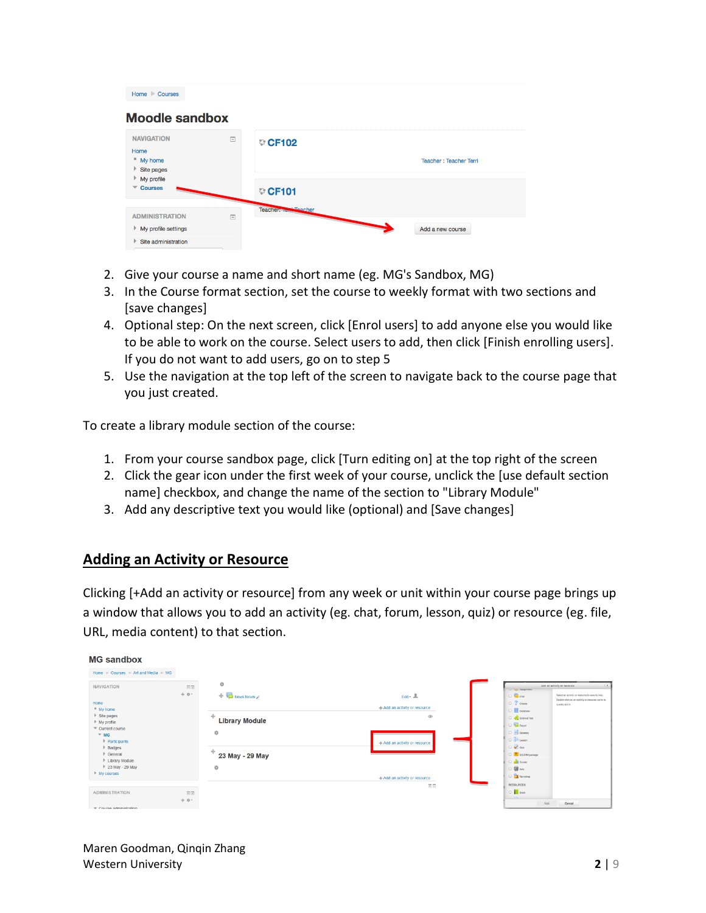2. Give your course a name and short name (eg. MG's Sandbox, MG)
3. In the Course format section, set the course to weekly format with two sections and [save changes]
4. Optional step: On the next screen, click [Enrol users] to add anyone else you would like to be able to work on the course. Select users to add, then click [Finish enrolling users]. If you do not want to add users, go on to step 5
5. Use the navigation at the top left of the screen to navigate back to the course page that you just created.

To create a library module section of the course:

1. From your course sandbox page, click [Turn editing on] at the top right of the screen
2. Click the gear icon under the first week of your course, unclick the [use default section name] checkbox, and change the name of the section to "Library Module"
3. Add any descriptive text you would like (optional) and [Save changes]

## Adding an Activity or Resource

Clicking [+Add an activity or resource] from any week or unit within your course page brings up a window that allows you to add an activity (eg. chat, forum, lesson, quiz) or resource (eg. file, URL, media content) to that section.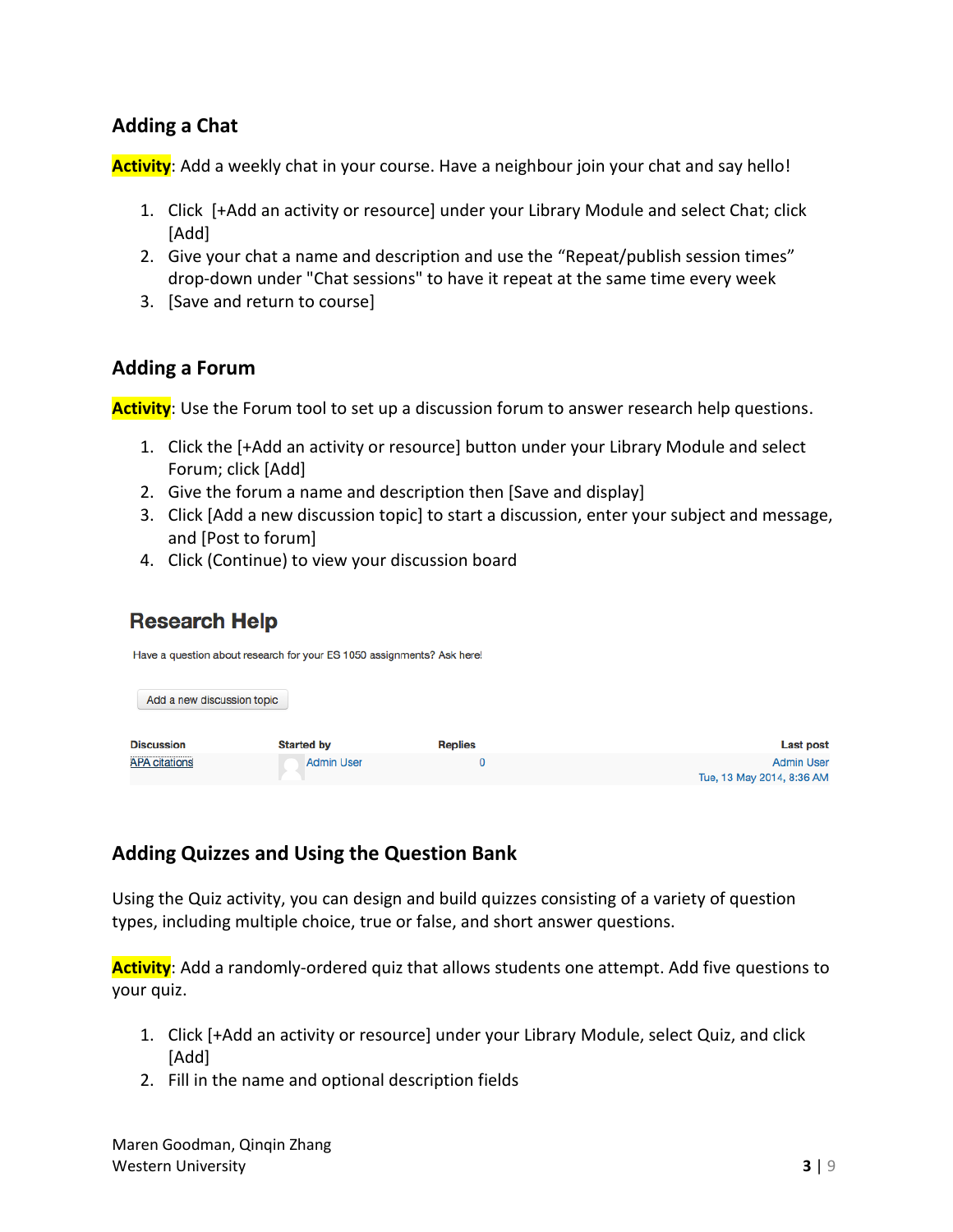## Adding a Chat

**Activity**: Add a weekly chat in your course. Have a neighbour join your chat and say hello!

1. Click [+Add an activity or resource] under your Library Module and select Chat; click [Add]
2. Give your chat a name and description and use the "Repeat/publish session times" drop-down under "Chat sessions" to have it repeat at the same time every week
3. [Save and return to course]

## Adding a Forum

**Activity**: Use the Forum tool to set up a discussion forum to answer research help questions.

1. Click the [+Add an activity or resource] button under your Library Module and select Forum; click [Add]
2. Give the forum a name and description then [Save and display]
3. Click [Add a new discussion topic] to start a discussion, enter your subject and message, and [Post to forum]
4. Click (Continue) to view your discussion board

### Research Help

Have a question about research for your ES 1050 assignments? Ask here!

Add a new discussion topic

| Discussion | Started by | Replies | Last post |
| --- | --- | --- | --- |
| APA citations | Admin User | 0 | Admin User Tue, 13 May 2014, 8:36 AM |

## Adding Quizzes and Using the Question Bank

Using the Quiz activity, you can design and build quizzes consisting of a variety of question types, including multiple choice, true or false, and short answer questions.

**Activity**: Add a randomly-ordered quiz that allows students one attempt. Add five questions to your quiz.

1. Click [+Add an activity or resource] under your Library Module, select Quiz, and click [Add]
2. Fill in the name and optional description fields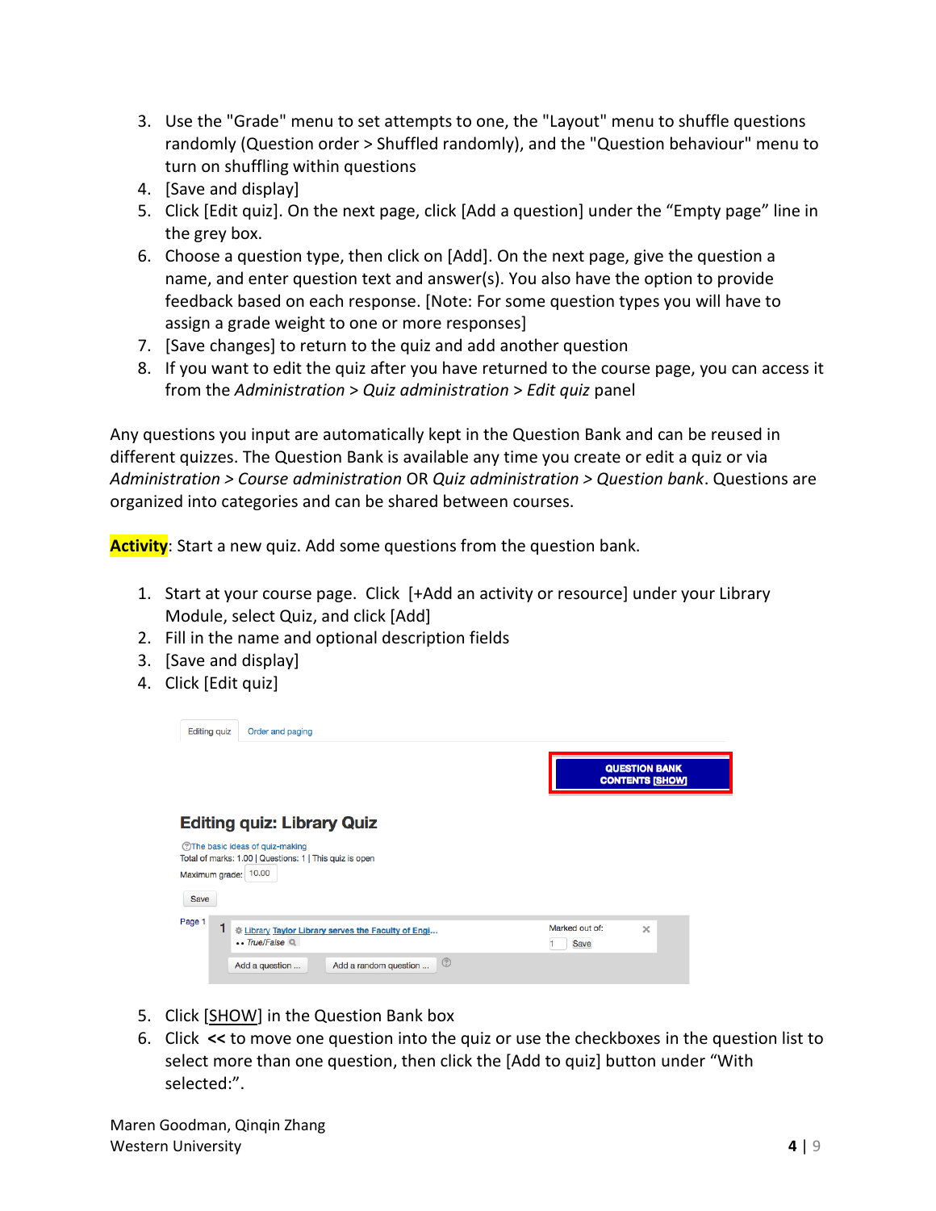3. Use the "Grade" menu to set attempts to one, the "Layout" menu to shuffle questions randomly (Question order > Shuffled randomly), and the "Question behaviour" menu to turn on shuffling within questions
4. [Save and display]
5. Click [Edit quiz]. On the next page, click [Add a question] under the “Empty page” line in the grey box.
6. Choose a question type, then click on [Add]. On the next page, give the question a name, and enter question text and answer(s). You also have the option to provide feedback based on each response. [Note: For some question types you will have to assign a grade weight to one or more responses]
7. [Save changes] to return to the quiz and add another question
8. If you want to edit the quiz after you have returned to the course page, you can access it from the *Administration > Quiz administration > Edit quiz* panel

Any questions you input are automatically kept in the Question Bank and can be reused in different quizzes. The Question Bank is available any time you create or edit a quiz or via *Administration > Course administration* OR *Quiz administration > Question bank*. Questions are organized into categories and can be shared between courses.

**Activity**: Start a new quiz. Add some questions from the question bank.

1. Start at your course page. Click [+Add an activity or resource] under your Library Module, select Quiz, and click [Add]
2. Fill in the name and optional description fields
3. [Save and display]
4. Click [Edit quiz]

5. Click [SHOW] in the Question Bank box
6. Click **<<** to move one question into the quiz or use the checkboxes in the question list to select more than one question, then click the [Add to quiz] button under “With selected:”.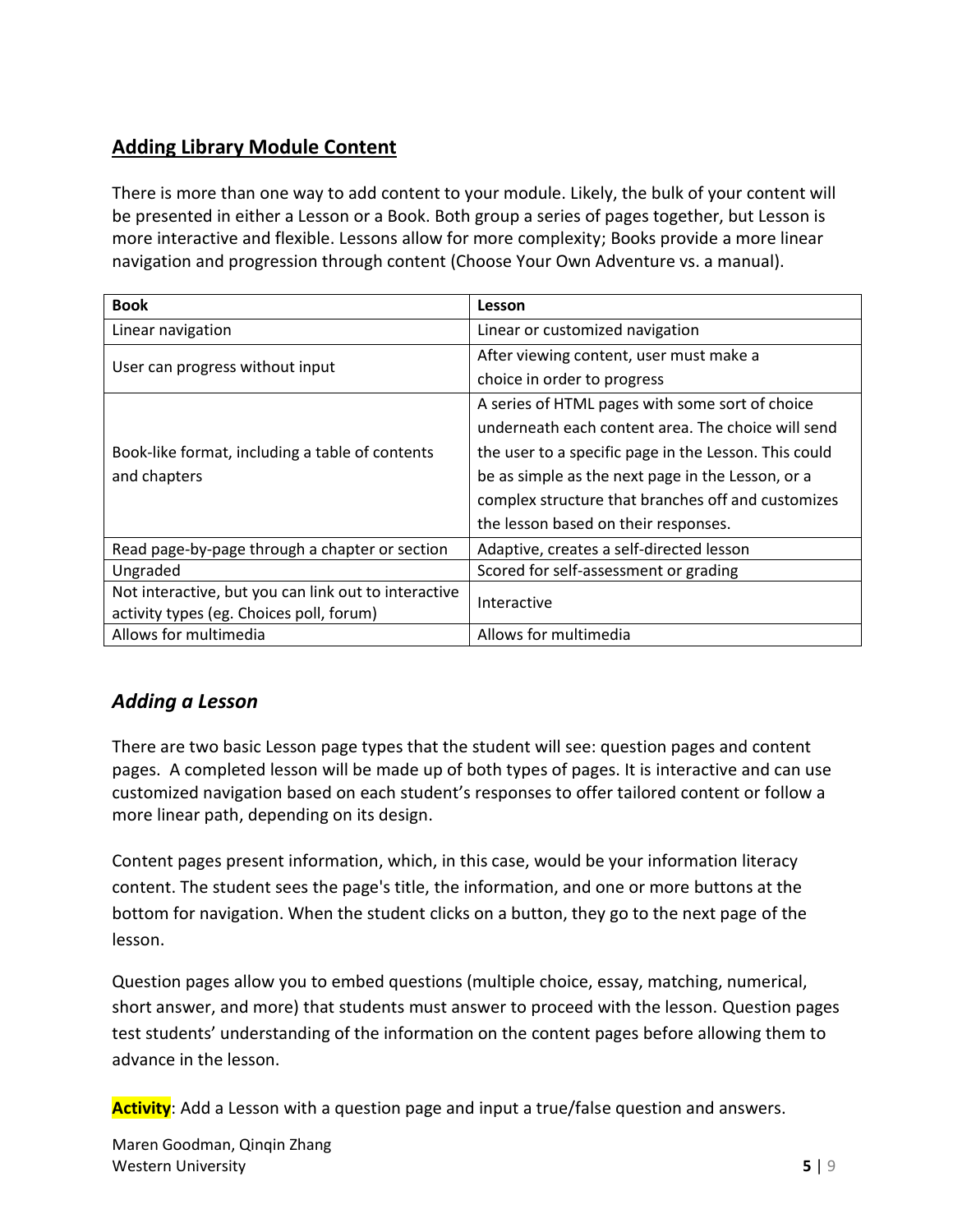## **Adding Library Module Content**

There is more than one way to add content to your module. Likely, the bulk of your content will be presented in either a Lesson or a Book. Both group a series of pages together, but Lesson is more interactive and flexible. Lessons allow for more complexity; Books provide a more linear navigation and progression through content (Choose Your Own Adventure vs. a manual).

| **Book** | **Lesson** |
|---|---|
| Linear navigation | Linear or customized navigation |
| User can progress without input | After viewing content, user must make a choice in order to progress |
| Book-like format, including a table of contents and chapters | A series of HTML pages with some sort of choice underneath each content area. The choice will send the user to a specific page in the Lesson. This could be as simple as the next page in the Lesson, or a complex structure that branches off and customizes the lesson based on their responses. |
| Read page-by-page through a chapter or section | Adaptive, creates a self-directed lesson |
| Ungraded | Scored for self-assessment or grading |
| Not interactive, but you can link out to interactive activity types (eg. Choices poll, forum) | Interactive |
| Allows for multimedia | Allows for multimedia |

### *Adding a Lesson*

There are two basic Lesson page types that the student will see: question pages and content pages. A completed lesson will be made up of both types of pages. It is interactive and can use customized navigation based on each student's responses to offer tailored content or follow a more linear path, depending on its design.

Content pages present information, which, in this case, would be your information literacy content. The student sees the page's title, the information, and one or more buttons at the bottom for navigation. When the student clicks on a button, they go to the next page of the lesson.

Question pages allow you to embed questions (multiple choice, essay, matching, numerical, short answer, and more) that students must answer to proceed with the lesson. Question pages test students' understanding of the information on the content pages before allowing them to advance in the lesson.

**Activity**: Add a Lesson with a question page and input a true/false question and answers.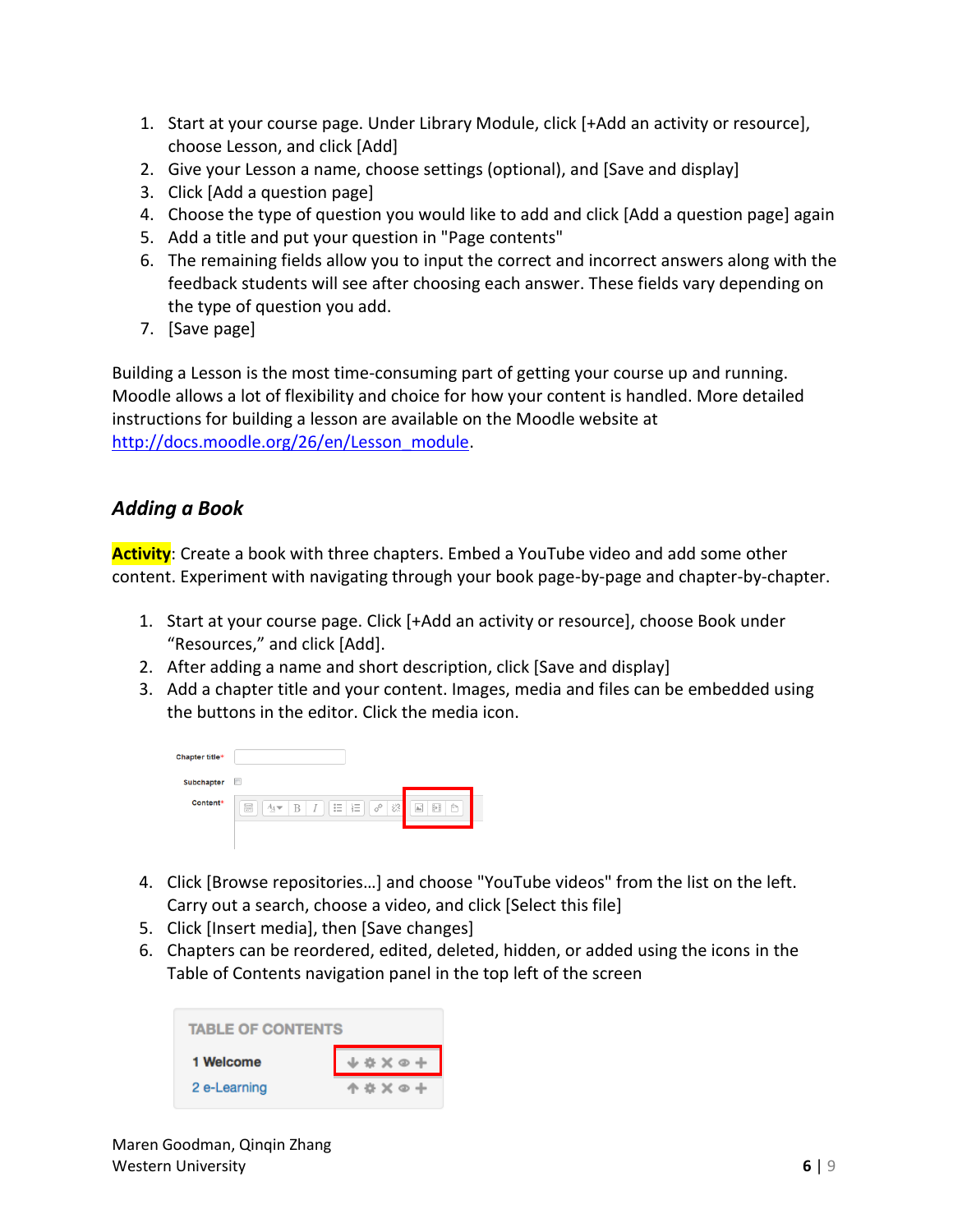1. Start at your course page. Under Library Module, click [+Add an activity or resource], choose Lesson, and click [Add]
2. Give your Lesson a name, choose settings (optional), and [Save and display]
3. Click [Add a question page]
4. Choose the type of question you would like to add and click [Add a question page] again
5. Add a title and put your question in "Page contents"
6. The remaining fields allow you to input the correct and incorrect answers along with the feedback students will see after choosing each answer. These fields vary depending on the type of question you add.
7. [Save page]

Building a Lesson is the most time-consuming part of getting your course up and running. Moodle allows a lot of flexibility and choice for how your content is handled. More detailed instructions for building a lesson are available on the Moodle website at http://docs.moodle.org/26/en/Lesson_module.

### *Adding a Book*

**Activity**: Create a book with three chapters. Embed a YouTube video and add some other content. Experiment with navigating through your book page-by-page and chapter-by-chapter.

1. Start at your course page. Click [+Add an activity or resource], choose Book under “Resources,” and click [Add].
2. After adding a name and short description, click [Save and display]
3. Add a chapter title and your content. Images, media and files can be embedded using the buttons in the editor. Click the media icon.

4. Click [Browse repositories…] and choose "YouTube videos" from the list on the left. Carry out a search, choose a video, and click [Select this file]
5. Click [Insert media], then [Save changes]
6. Chapters can be reordered, edited, deleted, hidden, or added using the icons in the Table of Contents navigation panel in the top left of the screen

Maren Goodman, Qinqin Zhang
Western University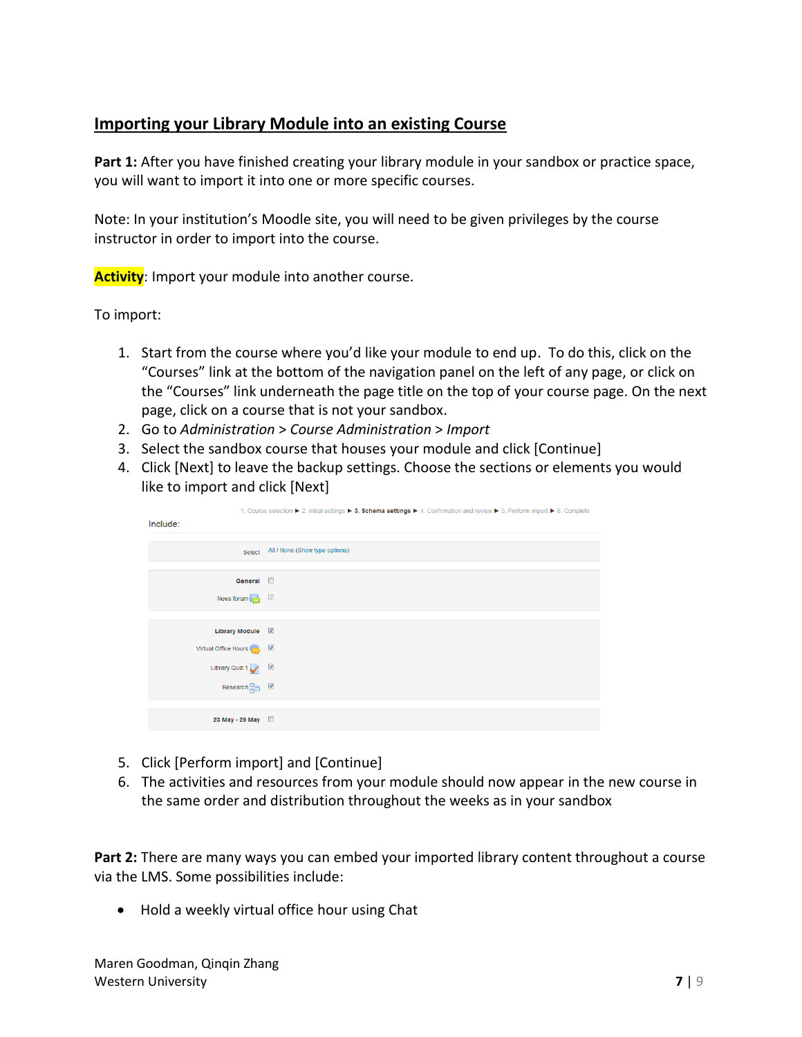## Importing your Library Module into an existing Course

**Part 1:** After you have finished creating your library module in your sandbox or practice space, you will want to import it into one or more specific courses.

Note: In your institution's Moodle site, you will need to be given privileges by the course instructor in order to import into the course.

**Activity**: Import your module into another course.

To import:

1. Start from the course where you'd like your module to end up. To do this, click on the "Courses" link at the bottom of the navigation panel on the left of any page, or click on the "Courses" link underneath the page title on the top of your course page. On the next page, click on a course that is not your sandbox.
2. Go to *Administration* > *Course Administration* > *Import*
3. Select the sandbox course that houses your module and click [Continue]
4. Click [Next] to leave the backup settings. Choose the sections or elements you would like to import and click [Next]

1. Course selection ► 2. Initial settings ► **3. Schema settings** ► 4. Confirmation and review ► 5. Perform import ► 6. Complete

Include:

| | |
|---|---|
| Select | All / None (Show type options) |
| **General** | ☐ |
| News forum | ☑ |
| **Library Module** | ☑ |
| Virtual Office Hours | ☑ |
| Library Quiz 1 | ☑ |
| Research | ☑ |
| **23 May - 29 May** | ☐ |

5. Click [Perform import] and [Continue]
6. The activities and resources from your module should now appear in the new course in the same order and distribution throughout the weeks as in your sandbox

**Part 2:** There are many ways you can embed your imported library content throughout a course via the LMS. Some possibilities include:

- Hold a weekly virtual office hour using Chat

Maren Goodman, Qinqin Zhang
Western University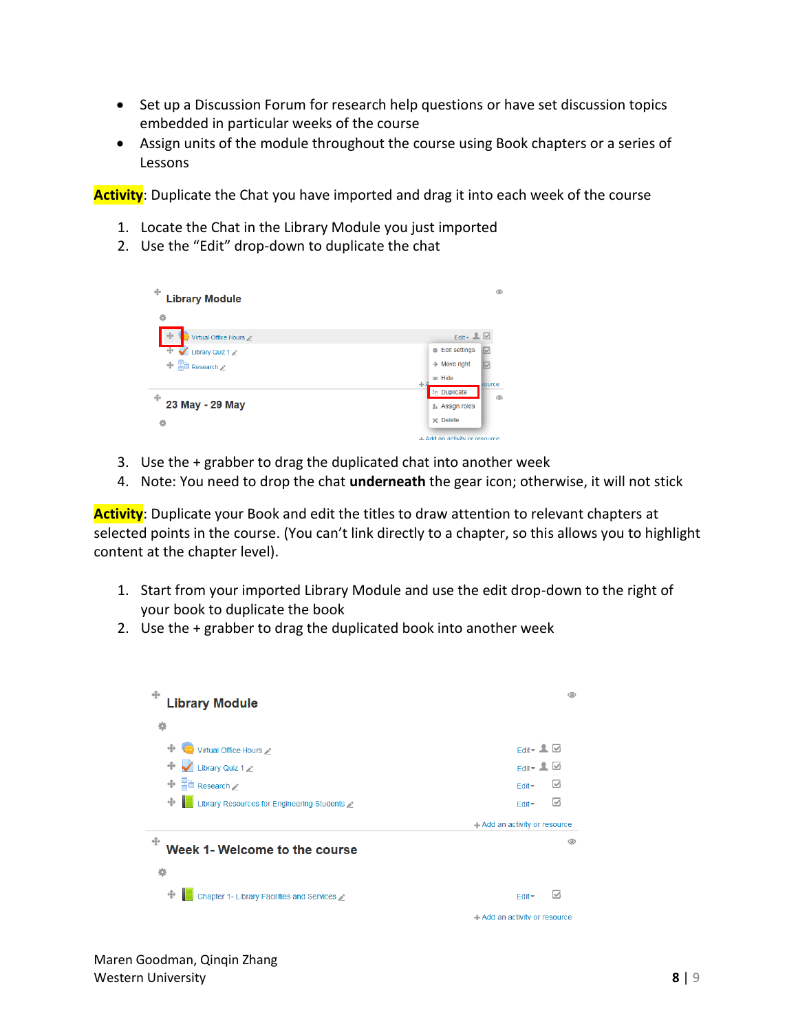- Set up a Discussion Forum for research help questions or have set discussion topics embedded in particular weeks of the course
- Assign units of the module throughout the course using Book chapters or a series of Lessons

**Activity**: Duplicate the Chat you have imported and drag it into each week of the course

1. Locate the Chat in the Library Module you just imported
2. Use the “Edit” drop-down to duplicate the chat

3. Use the + grabber to drag the duplicated chat into another week
4. Note: You need to drop the chat **underneath** the gear icon; otherwise, it will not stick

**Activity**: Duplicate your Book and edit the titles to draw attention to relevant chapters at selected points in the course. (You can’t link directly to a chapter, so this allows you to highlight content at the chapter level).

1. Start from your imported Library Module and use the edit drop-down to the right of your book to duplicate the book
2. Use the + grabber to drag the duplicated book into another week

Maren Goodman, Qinqin Zhang
Western University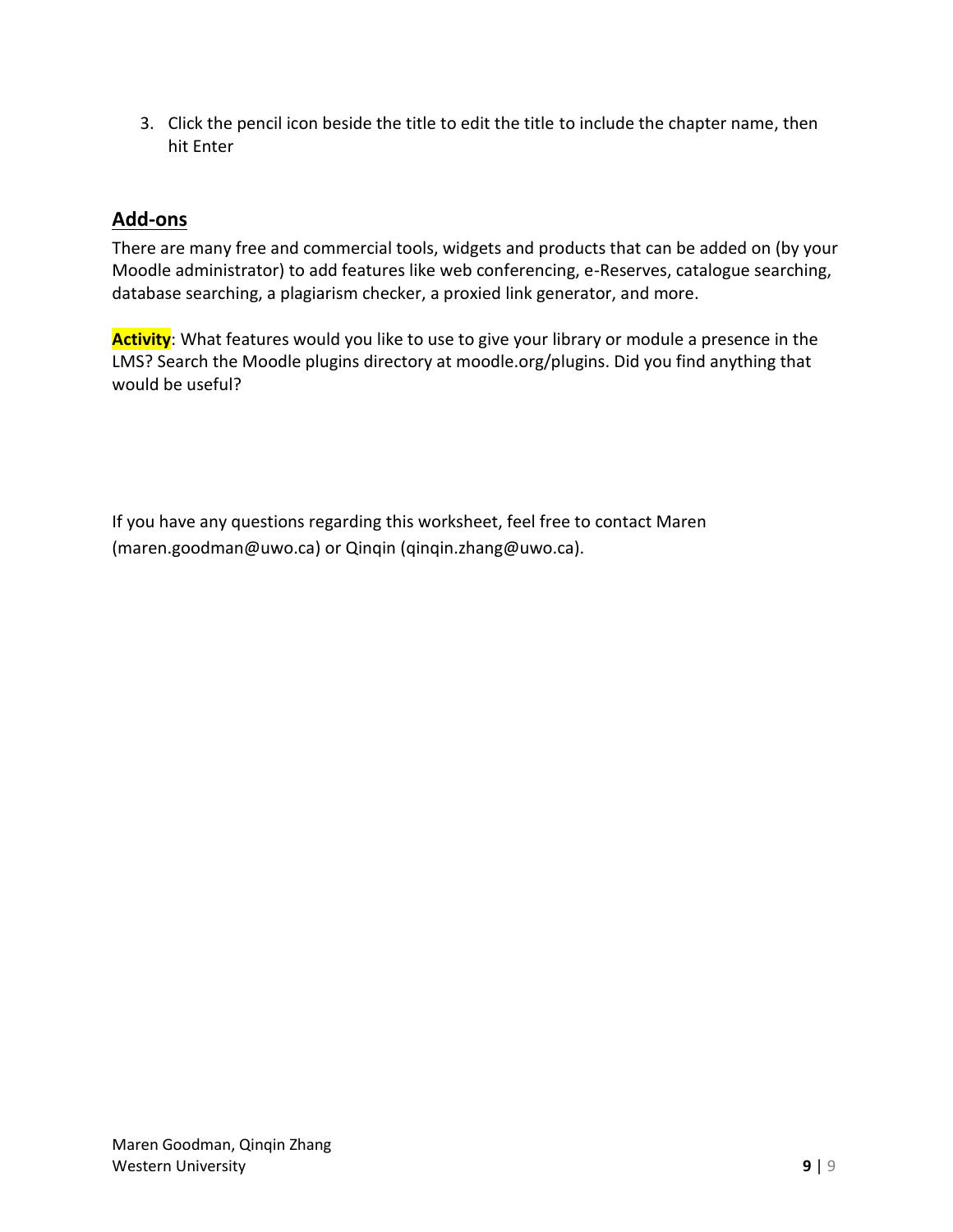3. Click the pencil icon beside the title to edit the title to include the chapter name, then hit Enter

## Add-ons

There are many free and commercial tools, widgets and products that can be added on (by your Moodle administrator) to add features like web conferencing, e-Reserves, catalogue searching, database searching, a plagiarism checker, a proxied link generator, and more.

**Activity**: What features would you like to use to give your library or module a presence in the LMS? Search the Moodle plugins directory at moodle.org/plugins. Did you find anything that would be useful?

If you have any questions regarding this worksheet, feel free to contact Maren (maren.goodman@uwo.ca) or Qinqin (qinqin.zhang@uwo.ca).